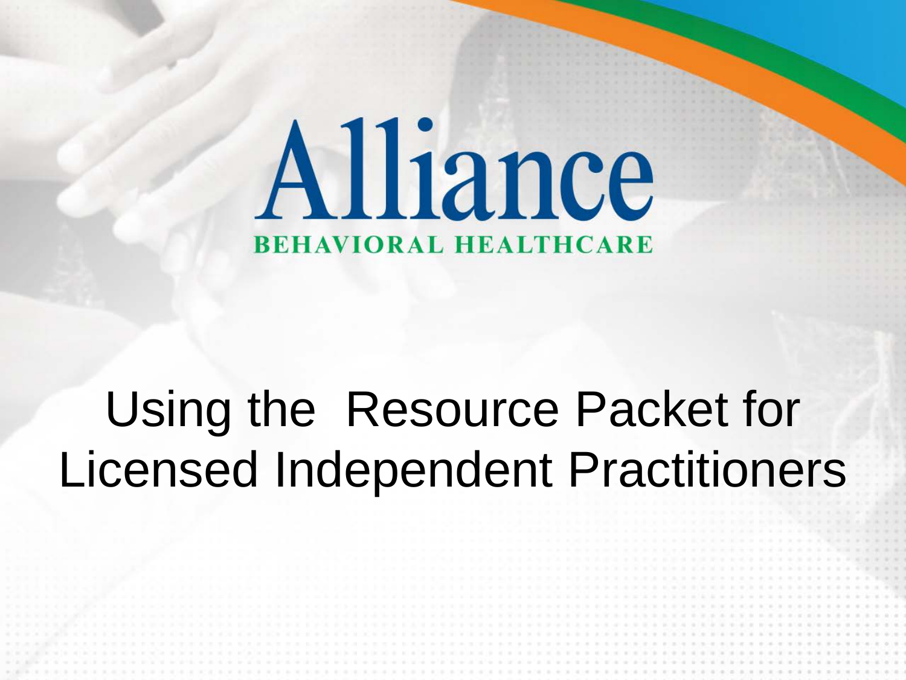Alliance

BEHAVIORAL HEALTHCARE

# Using the Resource Packet for Licensed Independent Practitioners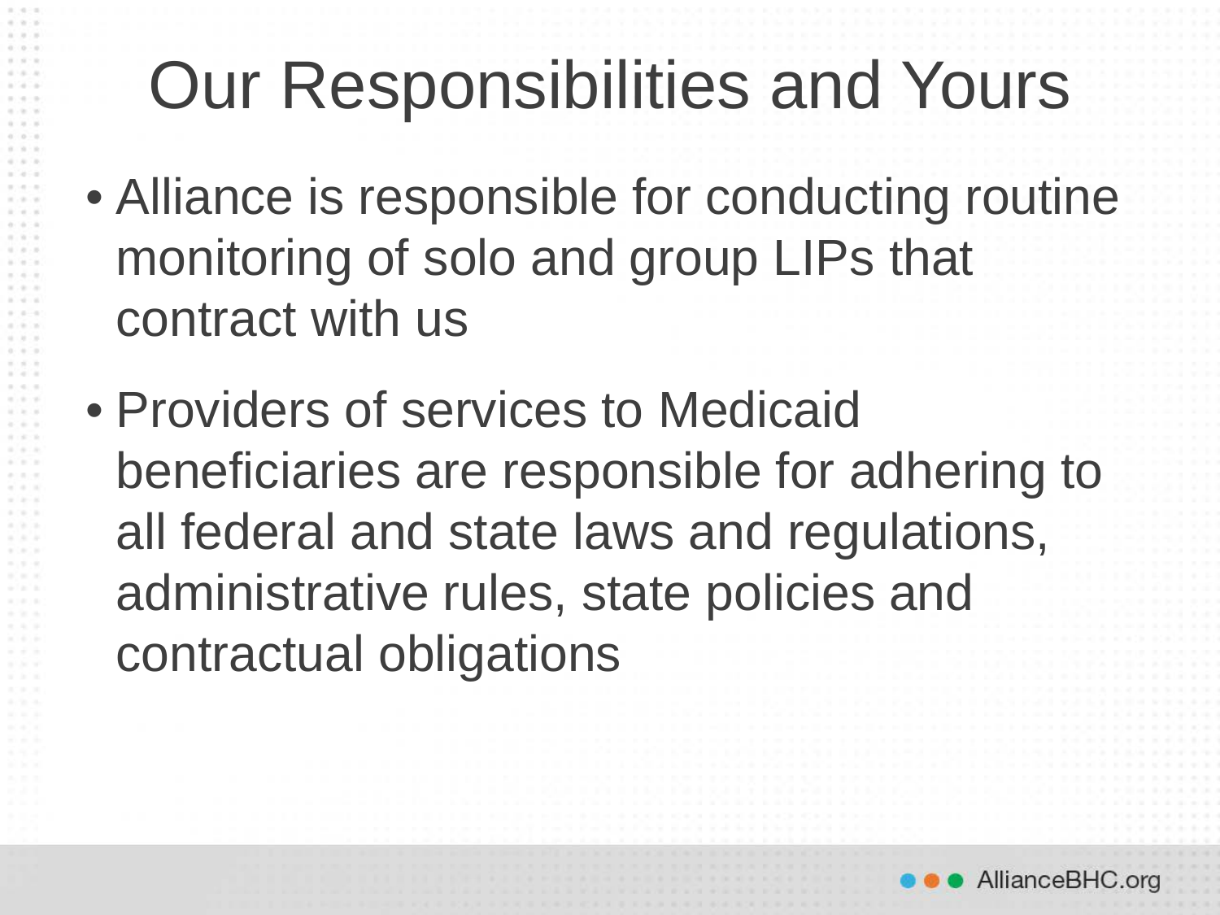# Our Responsibilities and Yours

- Alliance is responsible for conducting routine monitoring of solo and group LIPs that contract with us
- Providers of services to Medicaid beneficiaries are responsible for adhering to all federal and state laws and regulations, administrative rules, state policies and contractual obligations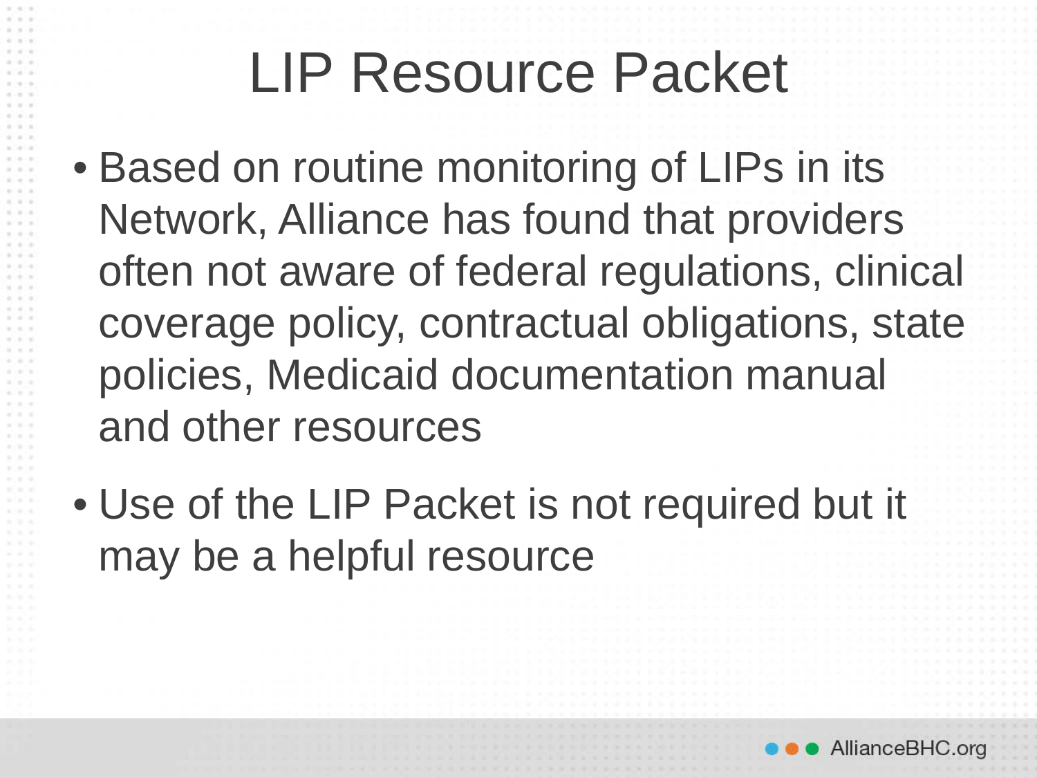# LIP Resource Packet

- Based on routine monitoring of LIPs in its Network, Alliance has found that providers often not aware of federal regulations, clinical coverage policy, contractual obligations, state policies, Medicaid documentation manual and other resources
- Use of the LIP Packet is not required but it may be a helpful resource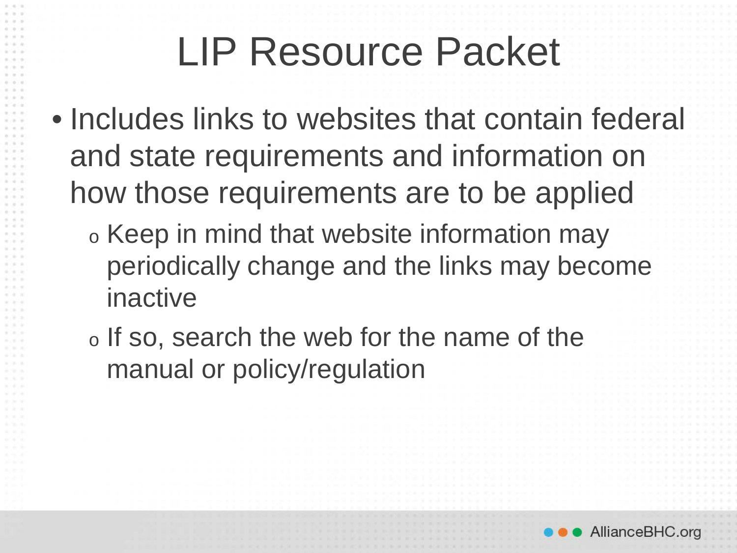# LIP Resource Packet

- Includes links to websites that contain federal and state requirements and information on how those requirements are to be applied
  - Keep in mind that website information may periodically change and the links may become inactive
  - If so, search the web for the name of the manual or policy/regulation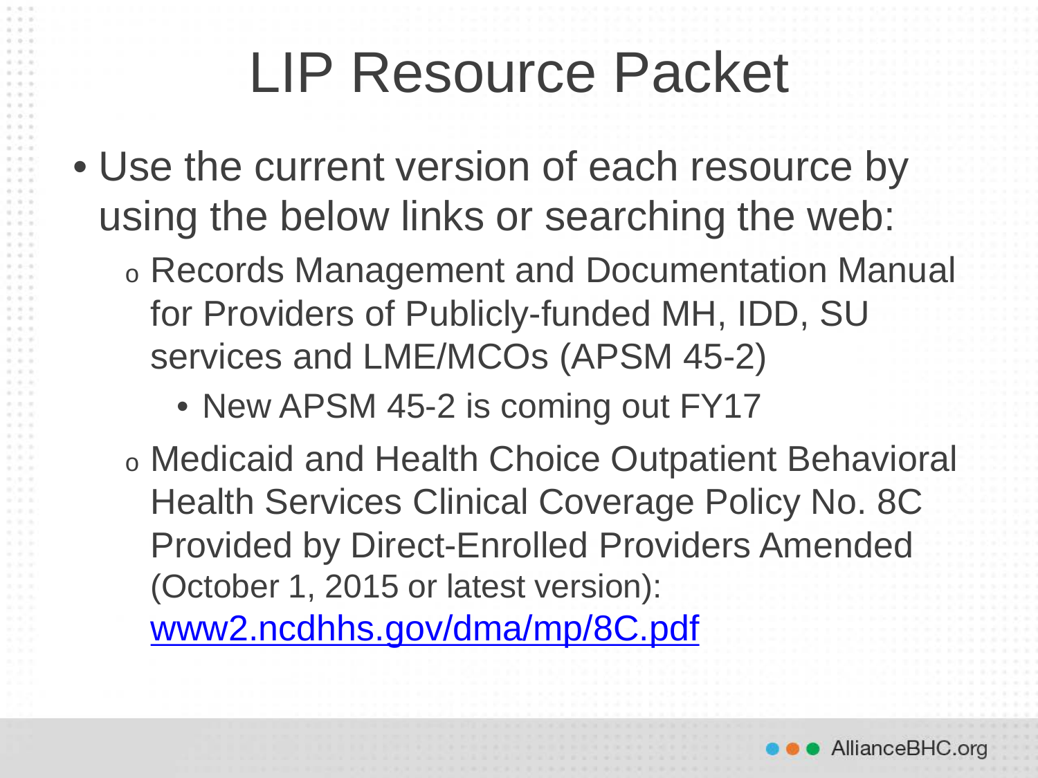# LIP Resource Packet

- Use the current version of each resource by using the below links or searching the web:
  - Records Management and Documentation Manual for Providers of Publicly-funded MH, IDD, SU services and LME/MCOs (APSM 45-2)
    - New APSM 45-2 is coming out FY17
  - Medicaid and Health Choice Outpatient Behavioral Health Services Clinical Coverage Policy No. 8C Provided by Direct-Enrolled Providers Amended (October 1, 2015 or latest version): [www2.ncdhhs.gov/dma/mp/8C.pdf](www2.ncdhhs.gov/dma/mp/8C.pdf)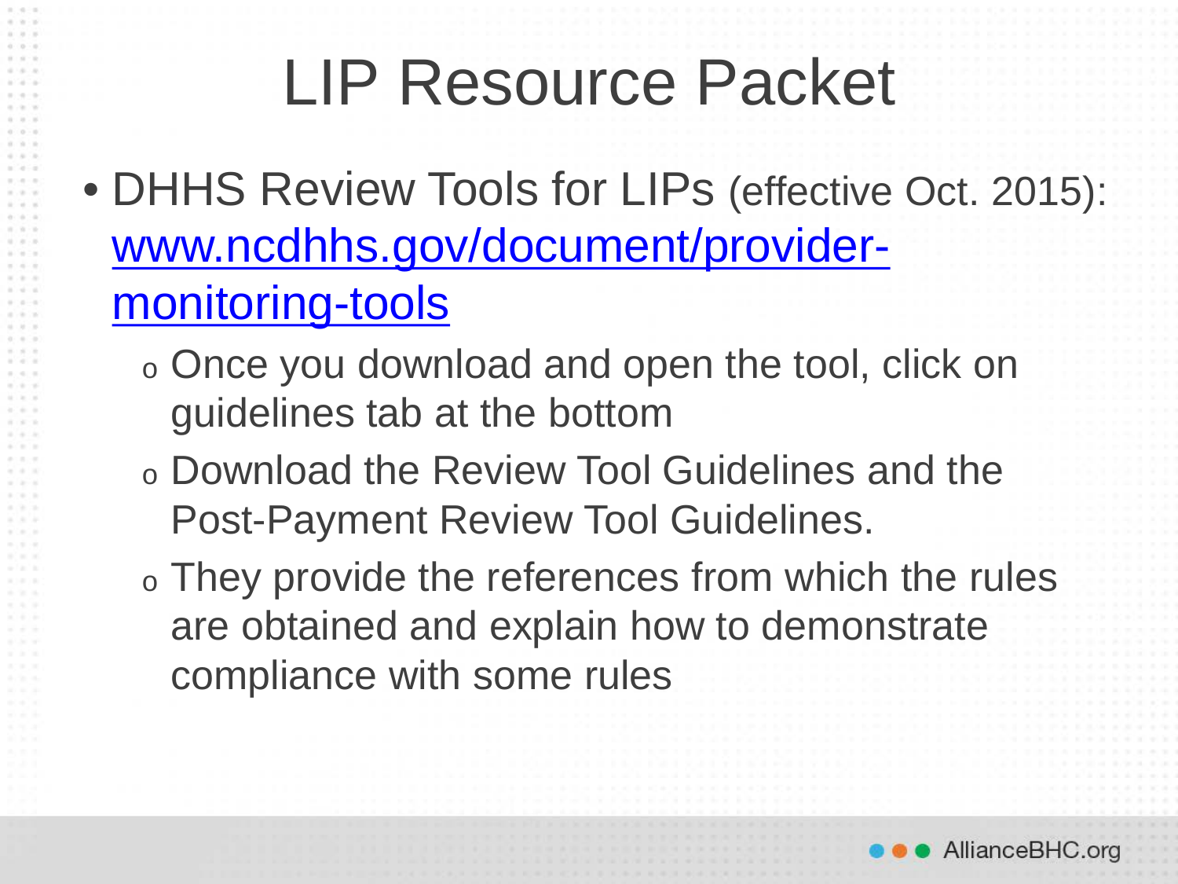# LIP Resource Packet

- DHHS Review Tools for LIPs (effective Oct. 2015): [www.ncdhhs.gov/document/provider-monitoring-tools](www.ncdhhs.gov/document/provider-monitoring-tools)
  - Once you download and open the tool, click on guidelines tab at the bottom
  - Download the Review Tool Guidelines and the Post-Payment Review Tool Guidelines.
  - They provide the references from which the rules are obtained and explain how to demonstrate compliance with some rules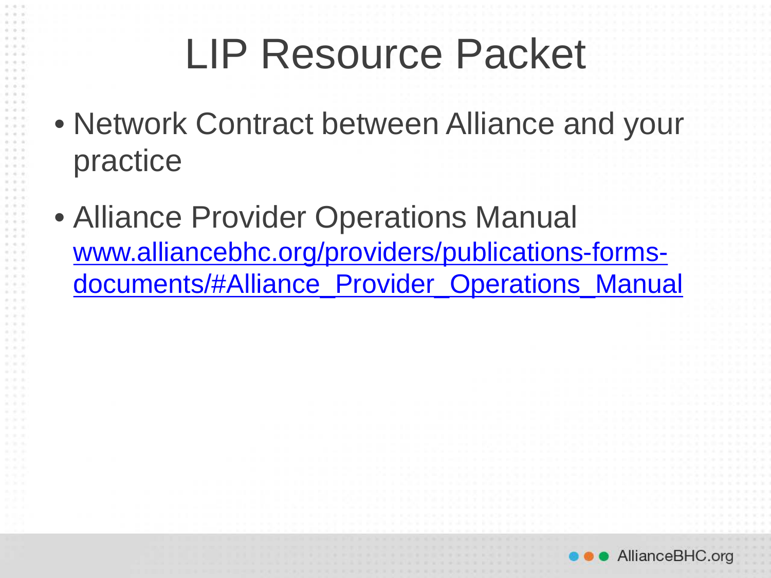# LIP Resource Packet

- Network Contract between Alliance and your practice
- Alliance Provider Operations Manual [www.alliancebhc.org/providers/publications-forms-documents/#Alliance_Provider_Operations_Manual](www.alliancebhc.org/providers/publications-forms-documents/#Alliance_Provider_Operations_Manual)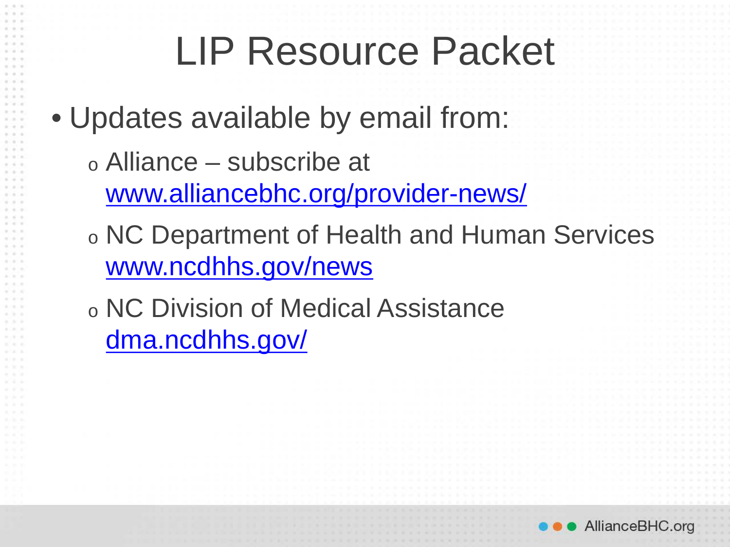# LIP Resource Packet

- Updates available by email from:
  - Alliance – subscribe at www.alliancebhc.org/provider-news/
  - NC Department of Health and Human Services www.ncdhhs.gov/news
  - NC Division of Medical Assistance dma.ncdhhs.gov/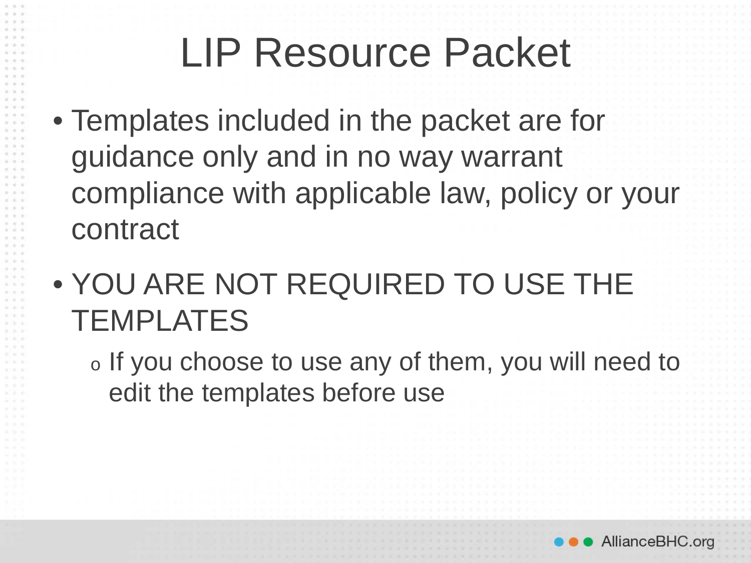# LIP Resource Packet

- Templates included in the packet are for guidance only and in no way warrant compliance with applicable law, policy or your contract
- YOU ARE NOT REQUIRED TO USE THE TEMPLATES
  - If you choose to use any of them, you will need to edit the templates before use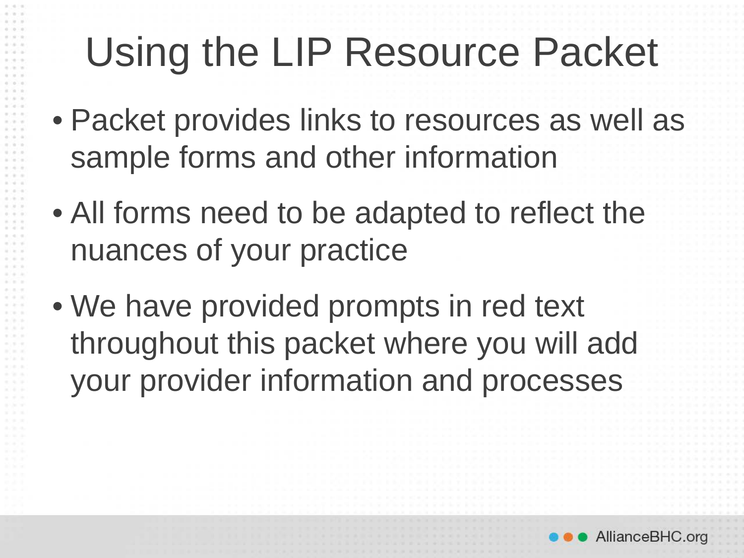# Using the LIP Resource Packet

- Packet provides links to resources as well as sample forms and other information
- All forms need to be adapted to reflect the nuances of your practice
- We have provided prompts in red text throughout this packet where you will add your provider information and processes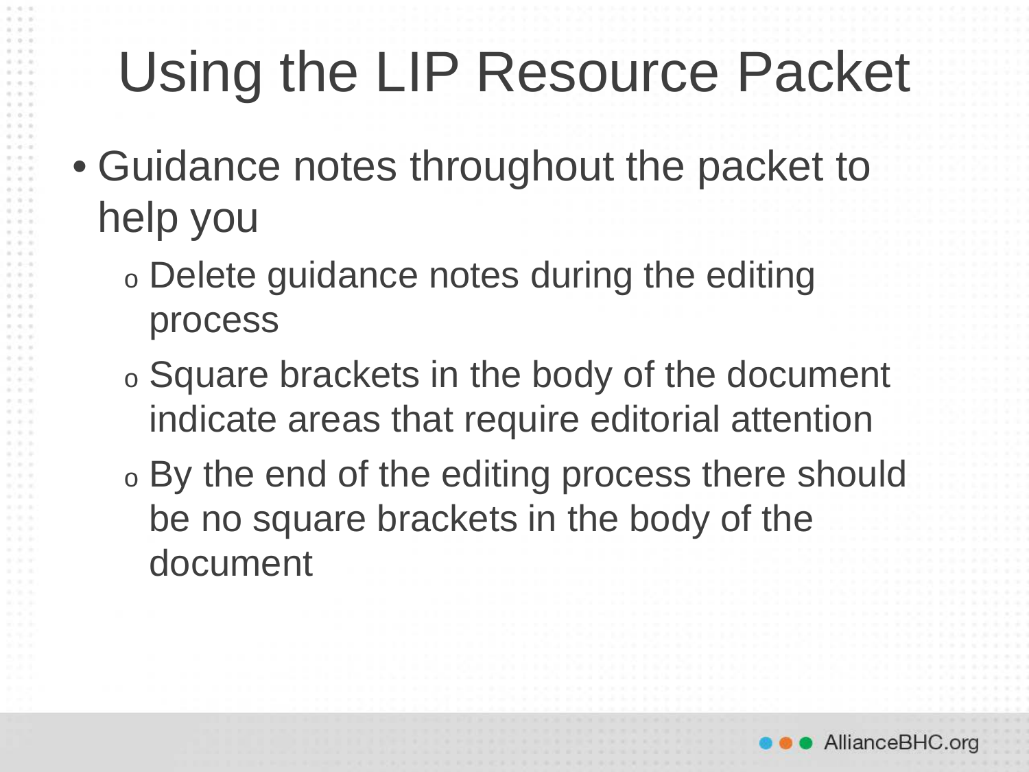# Using the LIP Resource Packet

- Guidance notes throughout the packet to help you
  - Delete guidance notes during the editing process
  - Square brackets in the body of the document indicate areas that require editorial attention
  - By the end of the editing process there should be no square brackets in the body of the document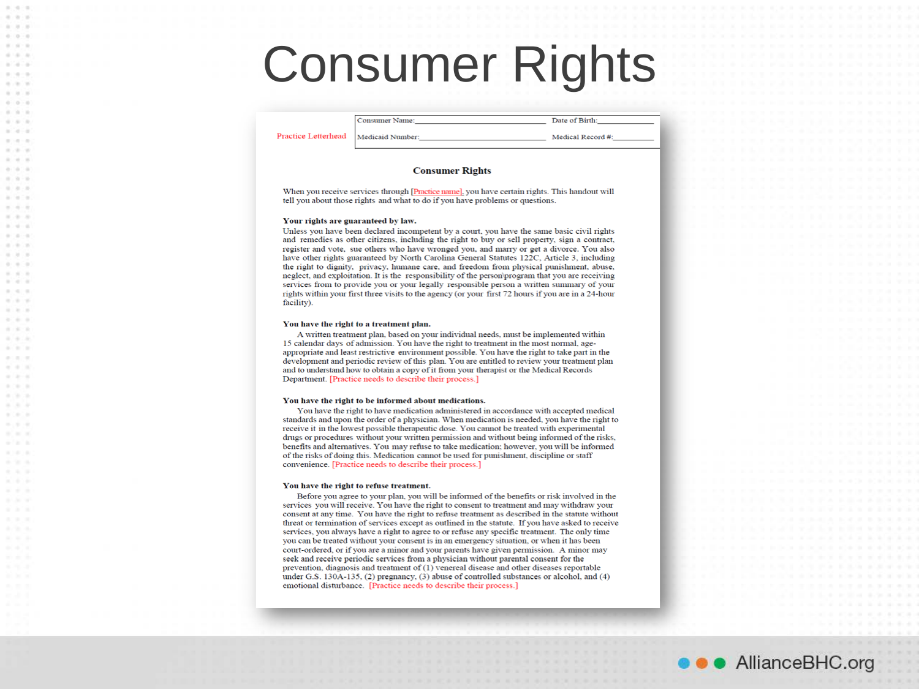# Consumer Rights

Practice Letterhead

| Consumer Name:______________________ | Date of Birth:__________ |
|---|---|
| Medicaid Number:____________________ | Medical Record #:_________ |

## Consumer Rights

When you receive services through [Practice name], you have certain rights. This handout will tell you about those rights and what to do if you have problems or questions.

**Your rights are guaranteed by law.**
Unless you have been declared incompetent by a court, you have the same basic civil rights and remedies as other citizens, including the right to buy or sell property, sign a contract, register and vote, sue others who have wronged you, and marry or get a divorce. You also have other rights guaranteed by North Carolina General Statutes 122C, Article 3, including the right to dignity, privacy, humane care, and freedom from physical punishment, abuse, neglect, and exploitation. It is the responsibility of the person\program that you are receiving services from to provide you or your legally responsible person a written summary of your rights within your first three visits to the agency (or your first 72 hours if you are in a 24-hour facility).

**You have the right to a treatment plan.**
A written treatment plan, based on your individual needs, must be implemented within 15 calendar days of admission. You have the right to treatment in the most normal, age-appropriate and least restrictive environment possible. You have the right to take part in the development and periodic review of this plan. You are entitled to review your treatment plan and to understand how to obtain a copy of it from your therapist or the Medical Records Department. [Practice needs to describe their process.]

**You have the right to be informed about medications.**
You have the right to have medication administered in accordance with accepted medical standards and upon the order of a physician. When medication is needed, you have the right to receive it in the lowest possible therapeutic dose. You cannot be treated with experimental drugs or procedures without your written permission and without being informed of the risks, benefits and alternatives. You may refuse to take medication; however, you will be informed of the risks of doing this. Medication cannot be used for punishment, discipline or staff convenience. [Practice needs to describe their process.]

**You have the right to refuse treatment.**
Before you agree to your plan, you will be informed of the benefits or risk involved in the services you will receive. You have the right to consent to treatment and may withdraw your consent at any time. You have the right to refuse treatment as described in the statute without threat or termination of services except as outlined in the statute. If you have asked to receive services, you always have a right to agree to or refuse any specific treatment. The only time you can be treated without your consent is in an emergency situation, or when it has been court-ordered, or if you are a minor and your parents have given permission. A minor may seek and receive periodic services from a physician without parental consent for the prevention, diagnosis and treatment of (1) venereal disease and other diseases reportable under G.S. 130A-135, (2) pregnancy, (3) abuse of controlled substances or alcohol, and (4) emotional disturbance. [Practice needs to describe their process.]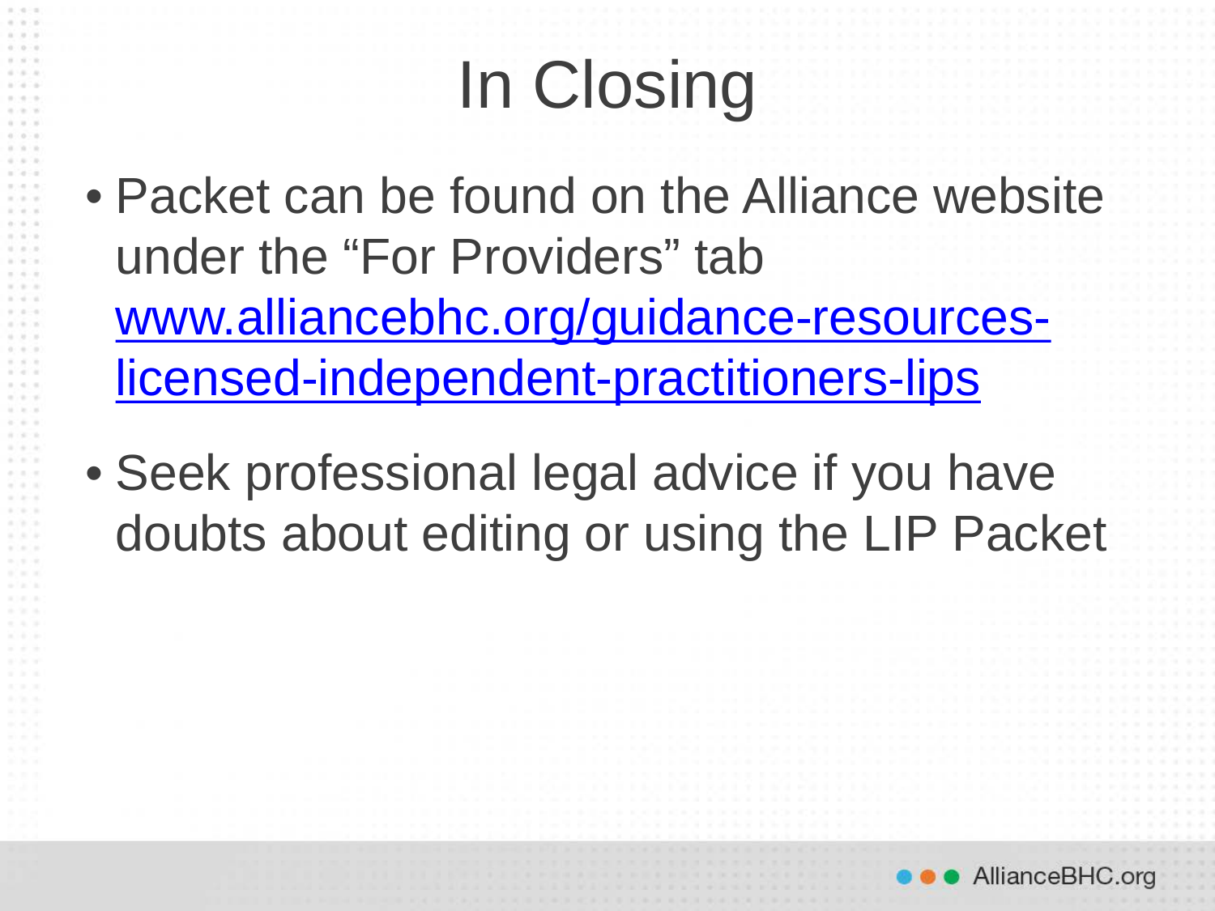# In Closing

- Packet can be found on the Alliance website under the "For Providers" tab www.alliancebhc.org/guidance-resources-licensed-independent-practitioners-lips
- Seek professional legal advice if you have doubts about editing or using the LIP Packet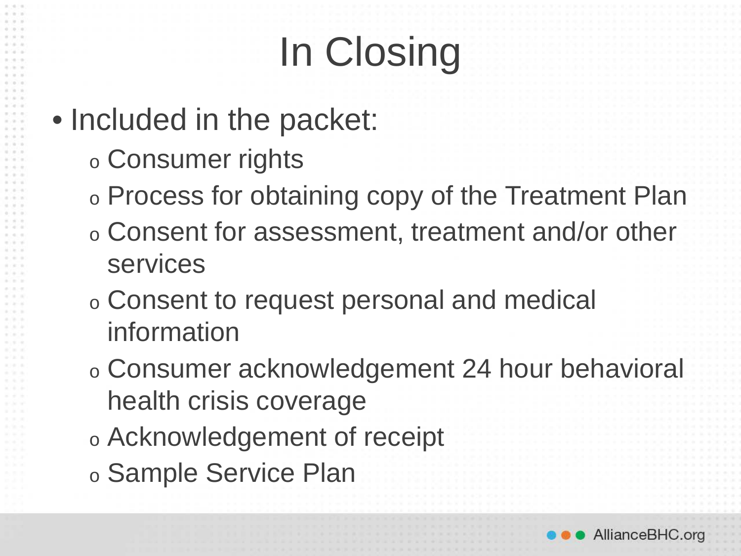# In Closing

- Included in the packet:
  - Consumer rights
  - Process for obtaining copy of the Treatment Plan
  - Consent for assessment, treatment and/or other services
  - Consent to request personal and medical information
  - Consumer acknowledgement 24 hour behavioral health crisis coverage
  - Acknowledgement of receipt
  - Sample Service Plan